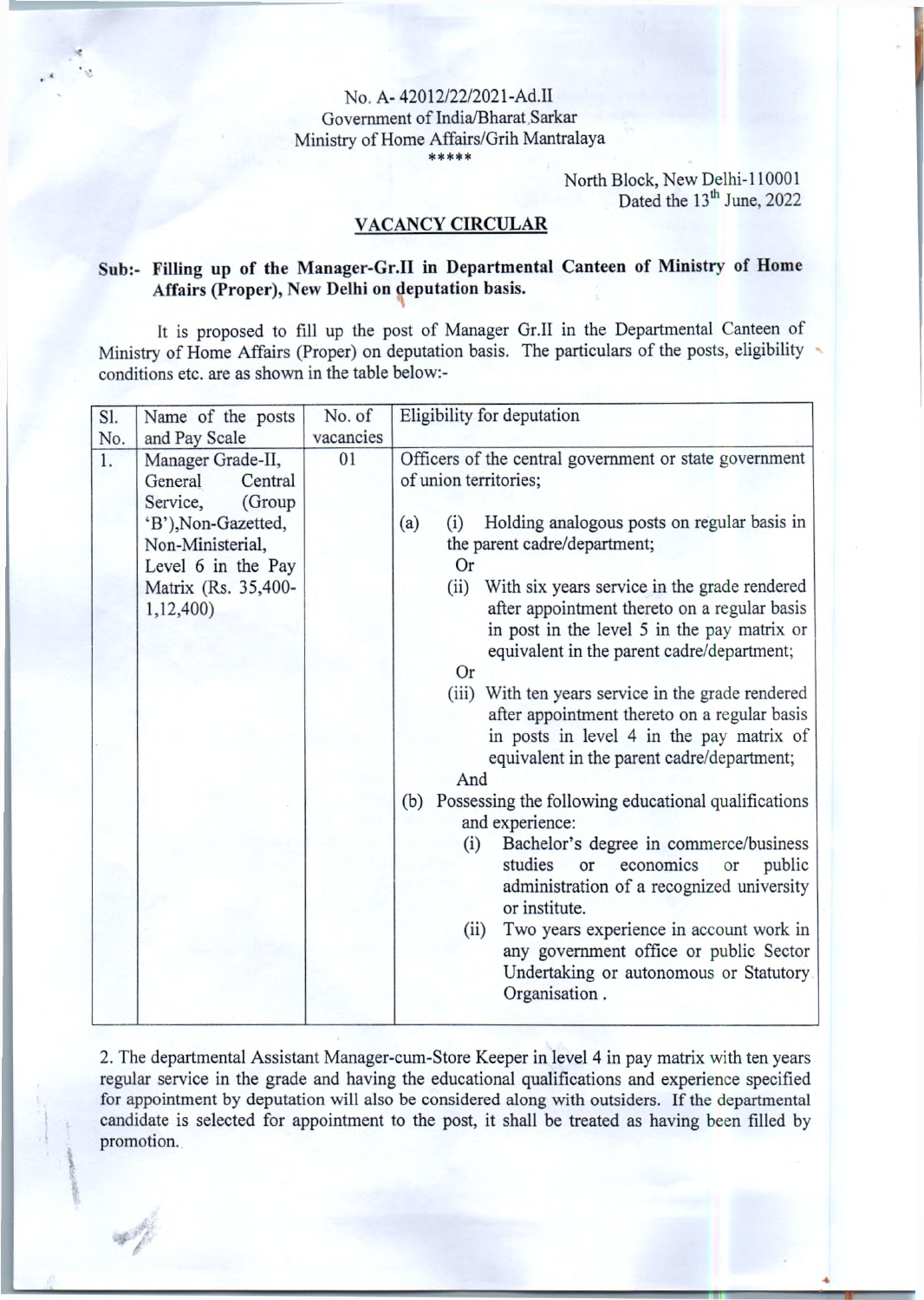No. A- 42012/22/2021-Ad.II
Government of India/Bharat Sarkar
Ministry of Home Affairs/Grih Mantralaya
*****

North Block, New Delhi-110001
Dated the 13th June, 2022

## VACANCY CIRCULAR

**Sub:- Filling up of the Manager-Gr.II in Departmental Canteen of Ministry of Home Affairs (Proper), New Delhi on deputation basis.**

It is proposed to fill up the post of Manager Gr.II in the Departmental Canteen of Ministry of Home Affairs (Proper) on deputation basis. The particulars of the posts, eligibility conditions etc. are as shown in the table below:-

| Sl. No. | Name of the posts and Pay Scale | No. of vacancies | Eligibility for deputation |
|---|---|---|---|
| 1. | Manager Grade-II, General Central Service, (Group 'B'),Non-Gazetted, Non-Ministerial, Level 6 in the Pay Matrix (Rs. 35,400-1,12,400) | 01 | Officers of the central government or state government of union territories;<br><br>(a) (i) Holding analogous posts on regular basis in the parent cadre/department;<br>Or<br>(ii) With six years service in the grade rendered after appointment thereto on a regular basis in post in the level 5 in the pay matrix or equivalent in the parent cadre/department;<br>Or<br>(iii) With ten years service in the grade rendered after appointment thereto on a regular basis in posts in level 4 in the pay matrix of equivalent in the parent cadre/department;<br>And<br>(b) Possessing the following educational qualifications and experience:<br>(i) Bachelor's degree in commerce/business studies or economics or public administration of a recognized university or institute.<br>(ii) Two years experience in account work in any government office or public Sector Undertaking or autonomous or Statutory Organisation . |

2. The departmental Assistant Manager-cum-Store Keeper in level 4 in pay matrix with ten years regular service in the grade and having the educational qualifications and experience specified for appointment by deputation will also be considered along with outsiders. If the departmental candidate is selected for appointment to the post, it shall be treated as having been filled by promotion.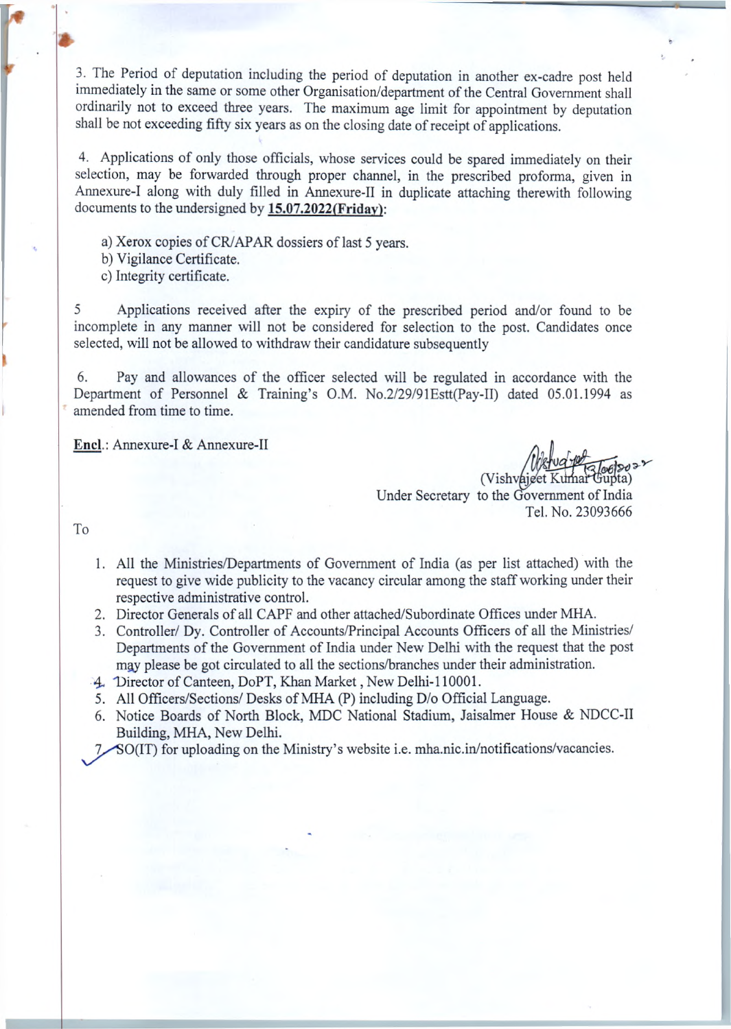3. The Period of deputation including the period of deputation in another ex-cadre post held immediately in the same or some other Organisation/department of the Central Government shall ordinarily not to exceed three years. The maximum age limit for appointment by deputation shall be not exceeding fifty six years as on the closing date of receipt of applications.

4. Applications of only those officials, whose services could be spared immediately on their selection, may be forwarded through proper channel, in the prescribed proforma, given in Annexure-I along with duly filled in Annexure-II in duplicate attaching therewith following documents to the undersigned by **15.07.2022(Friday)**:

a) Xerox copies of CR/APAR dossiers of last 5 years.
b) Vigilance Certificate.
c) Integrity certificate.

5 Applications received after the expiry of the prescribed period and/or found to be incomplete in any manner will not be considered for selection to the post. Candidates once selected, will not be allowed to withdraw their candidature subsequently

6. Pay and allowances of the officer selected will be regulated in accordance with the Department of Personnel & Training's O.M. No.2/29/91Estt(Pay-II) dated 05.01.1994 as amended from time to time.

**Encl**.: Annexure-I & Annexure-II

13/06/2022

(Vishvajeet Kumar Gupta)
Under Secretary to the Government of India
Tel. No. 23093666

To

1. All the Ministries/Departments of Government of India (as per list attached) with the request to give wide publicity to the vacancy circular among the staff working under their respective administrative control.
2. Director Generals of all CAPF and other attached/Subordinate Offices under MHA.
3. Controller/ Dy. Controller of Accounts/Principal Accounts Officers of all the Ministries/ Departments of the Government of India under New Delhi with the request that the post may please be got circulated to all the sections/branches under their administration.
4. Director of Canteen, DoPT, Khan Market, New Delhi-110001.
5. All Officers/Sections/ Desks of MHA (P) including D/o Official Language.
6. Notice Boards of North Block, MDC National Stadium, Jaisalmer House & NDCC-II Building, MHA, New Delhi.
7. SO(IT) for uploading on the Ministry's website i.e. mha.nic.in/notifications/vacancies.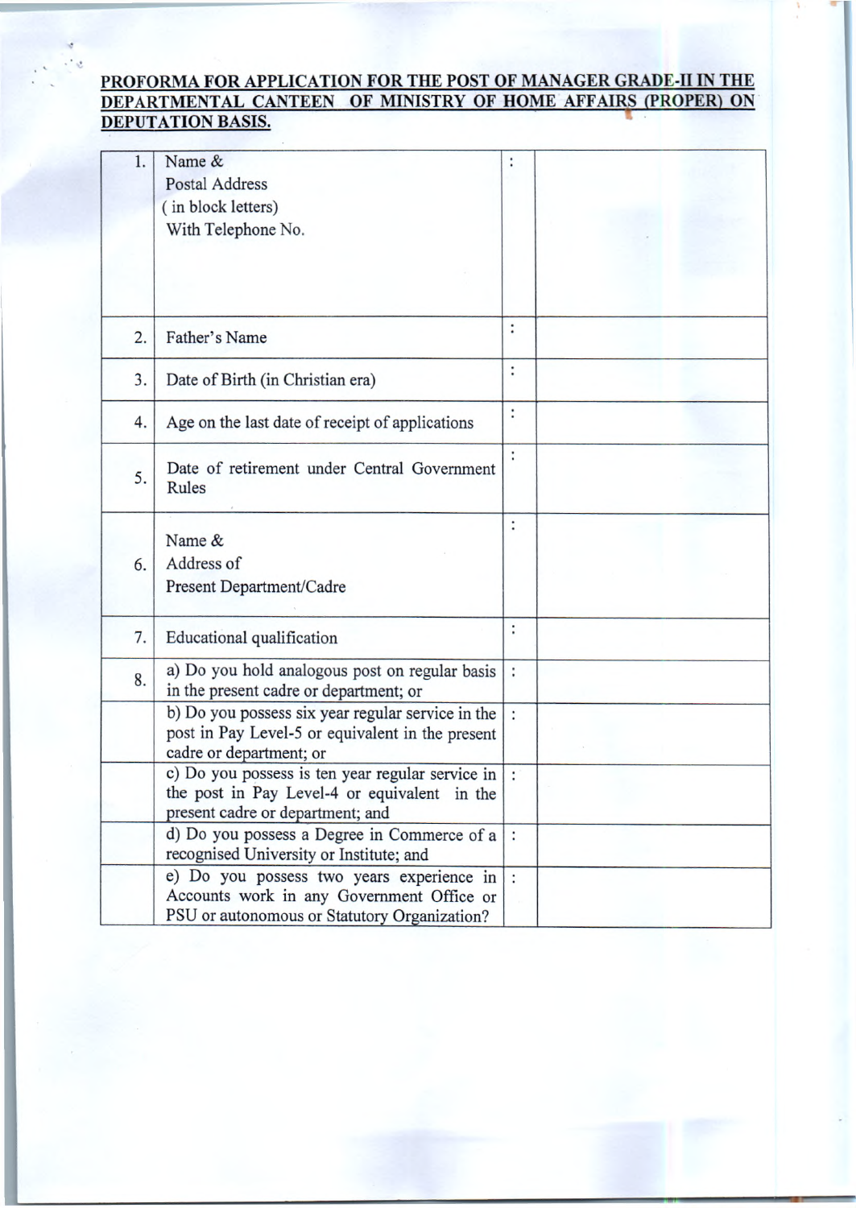**PROFORMA FOR APPLICATION FOR THE POST OF MANAGER GRADE-II IN THE DEPARTMENTAL CANTEEN OF MINISTRY OF HOME AFFAIRS (PROPER) ON DEPUTATION BASIS.**

| | | | |
|---|---|---|---|
| 1. | Name & Postal Address ( in block letters) With Telephone No. | : | |
| 2. | Father's Name | : | |
| 3. | Date of Birth (in Christian era) | : | |
| 4. | Age on the last date of receipt of applications | : | |
| 5. | Date of retirement under Central Government Rules | : | |
| 6. | Name & Address of Present Department/Cadre | : | |
| 7. | Educational qualification | : | |
| 8. | a) Do you hold analogous post on regular basis in the present cadre or department; or | : | |
| | b) Do you possess six year regular service in the post in Pay Level-5 or equivalent in the present cadre or department; or | : | |
| | c) Do you possess is ten year regular service in the post in Pay Level-4 or equivalent in the present cadre or department; and | : | |
| | d) Do you possess a Degree in Commerce of a recognised University or Institute; and | : | |
| | e) Do you possess two years experience in Accounts work in any Government Office or PSU or autonomous or Statutory Organization? | : | |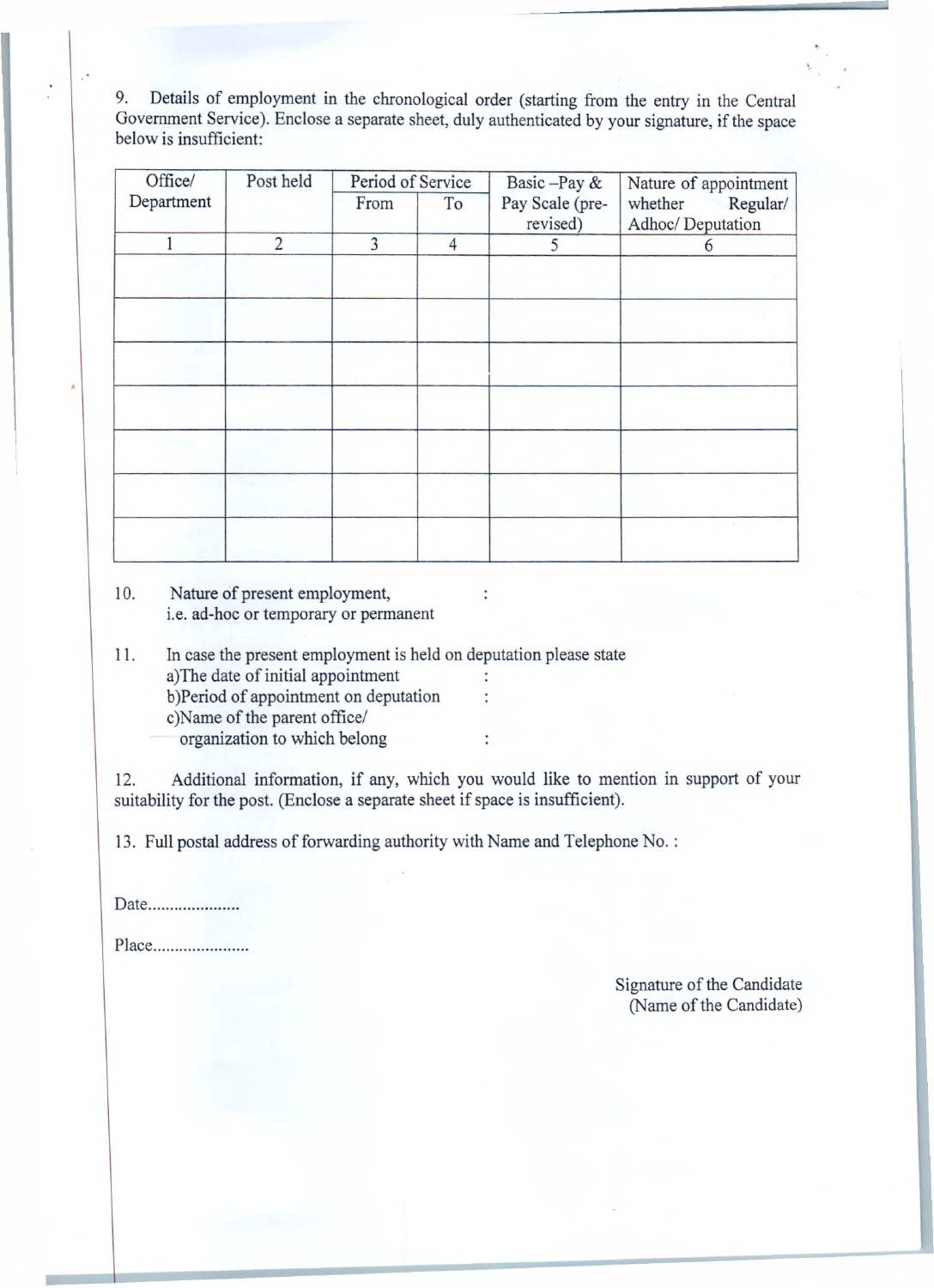9. Details of employment in the chronological order (starting from the entry in the Central Government Service). Enclose a separate sheet, duly authenticated by your signature, if the space below is insufficient:

| Office/ Department | Post held | Period of Service | | Basic –Pay & Pay Scale (pre-revised) | Nature of appointment whether Regular/ Adhoc/ Deputation |
|---|---|---|---|---|---|
| | | From | To | | |
| 1 | 2 | 3 | 4 | 5 | 6 |
| | | | | | |
| | | | | | |
| | | | | | |
| | | | | | |
| | | | | | |
| | | | | | |
| | | | | | |

10. Nature of present employment, i.e. ad-hoc or temporary or permanent :

11. In case the present employment is held on deputation please state
    a)The date of initial appointment :
    b)Period of appointment on deputation :
    c)Name of the parent office/ organization to which belong :

12. Additional information, if any, which you would like to mention in support of your suitability for the post. (Enclose a separate sheet if space is insufficient).

13. Full postal address of forwarding authority with Name and Telephone No. :

Date....................

Place.....................

Signature of the Candidate
(Name of the Candidate)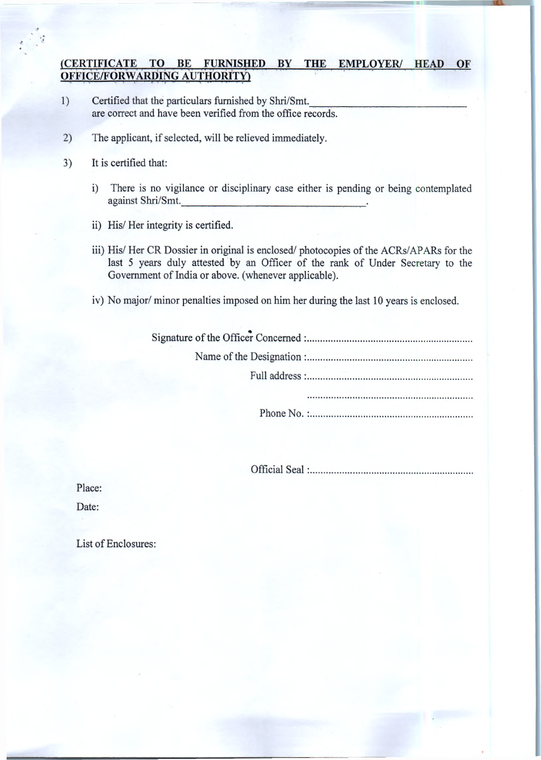**(CERTIFICATE TO BE FURNISHED BY THE EMPLOYER/ HEAD OF OFFICE/FORWARDING AUTHORITY)**

1) Certified that the particulars furnished by Shri/Smt.\_\_\_\_\_\_\_\_\_\_\_\_\_\_\_\_\_\_\_\_\_\_\_\_\_\_\_\_ are correct and have been verified from the office records.

2) The applicant, if selected, will be relieved immediately.

3) It is certified that:

   i) There is no vigilance or disciplinary case either is pending or being contemplated against Shri/Smt.\_\_\_\_\_\_\_\_\_\_\_\_\_\_\_\_\_\_\_\_\_\_\_\_\_\_\_\_.

   ii) His/ Her integrity is certified.

   iii) His/ Her CR Dossier in original is enclosed/ photocopies of the ACRs/APARs for the last 5 years duly attested by an Officer of the rank of Under Secretary to the Government of India or above. (whenever applicable).

   iv) No major/ minor penalties imposed on him her during the last 10 years is enclosed.

Signature of the Officer Concerned :..............................................................

Name of the Designation :..............................................................

Full address :..............................................................

..............................................................

Phone No. :..............................................................

Official Seal :..............................................................

Place:

Date:

List of Enclosures: